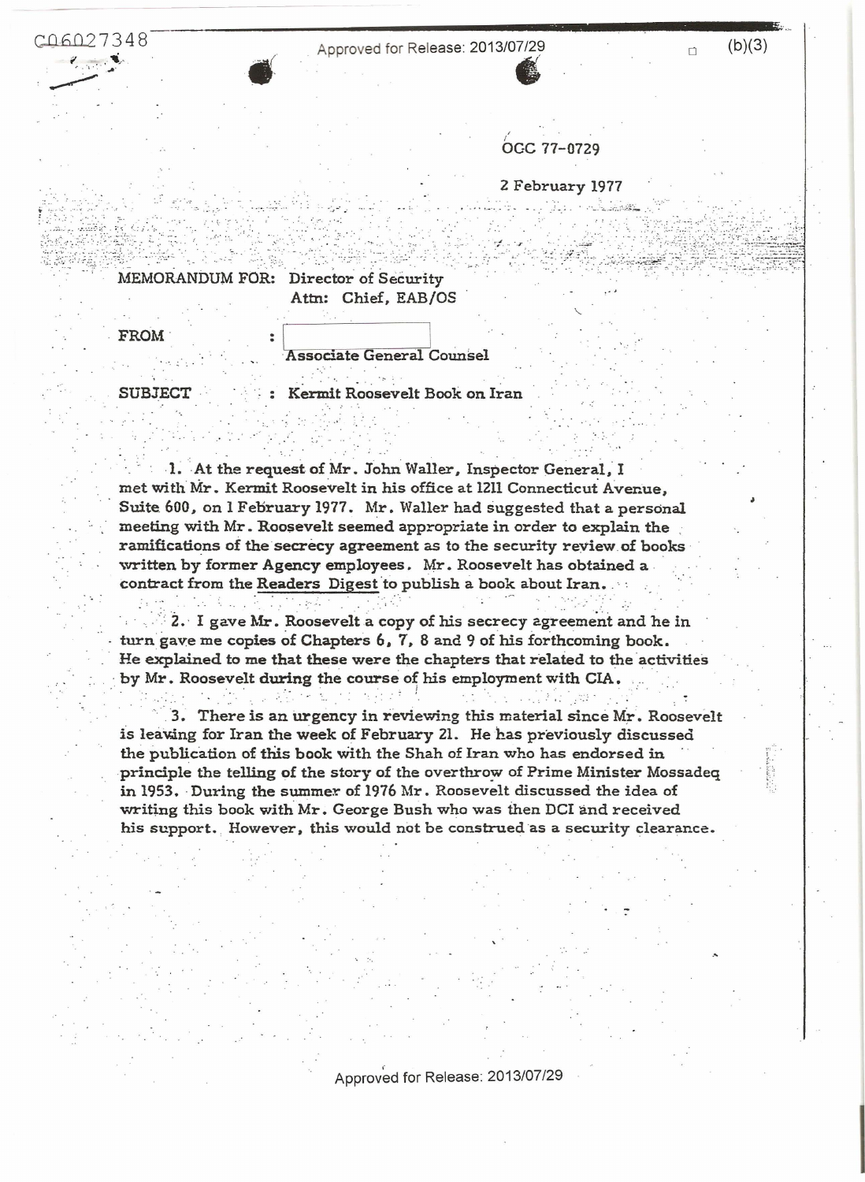OGC 77-0729

2 February 1977

MEMORANDUM FOR: Director of Security
Attn: Chief, EAB/OS

FROM : Associate General Counsel

SUBJECT : Kermit Roosevelt Book on Iran

1. At the request of Mr. John Waller, Inspector General, I met with Mr. Kermit Roosevelt in his office at 1211 Connecticut Avenue, Suite 600, on 1 February 1977. Mr. Waller had suggested that a personal meeting with Mr. Roosevelt seemed appropriate in order to explain the ramifications of the secrecy agreement as to the security review of books written by former Agency employees. Mr. Roosevelt has obtained a contract from the Readers Digest to publish a book about Iran.

2. I gave Mr. Roosevelt a copy of his secrecy agreement and he in turn gave me copies of Chapters 6, 7, 8 and 9 of his forthcoming book. He explained to me that these were the chapters that related to the activities by Mr. Roosevelt during the course of his employment with CIA.

3. There is an urgency in reviewing this material since Mr. Roosevelt is leaving for Iran the week of February 21. He has previously discussed the publication of this book with the Shah of Iran who has endorsed in principle the telling of the story of the overthrow of Prime Minister Mossadeq in 1953. During the summer of 1976 Mr. Roosevelt discussed the idea of writing this book with Mr. George Bush who was then DCI and received his support. However, this would not be construed as a security clearance.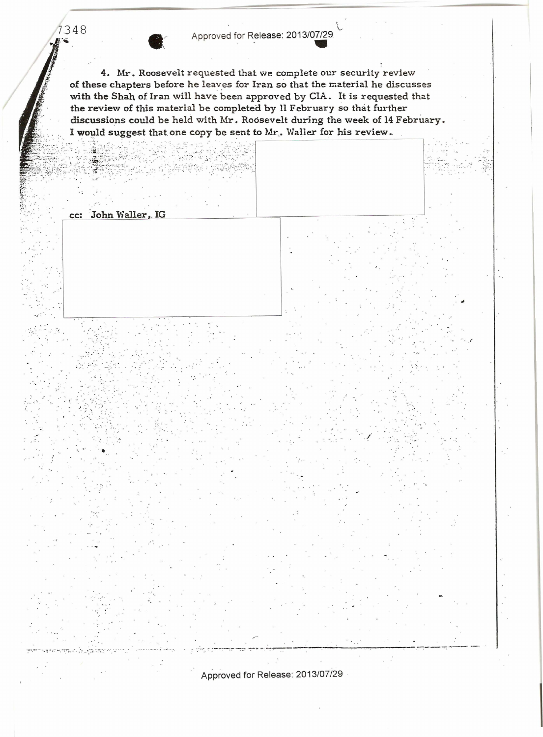4. Mr. Roosevelt requested that we complete our security review of these chapters before he leaves for Iran so that the material he discusses with the Shah of Iran will have been approved by CIA. It is requested that the review of this material be completed by 11 February so that further discussions could be held with Mr. Roosevelt during the week of 14 February. I would suggest that one copy be sent to Mr. Waller for his review.

cc: John Waller, IG